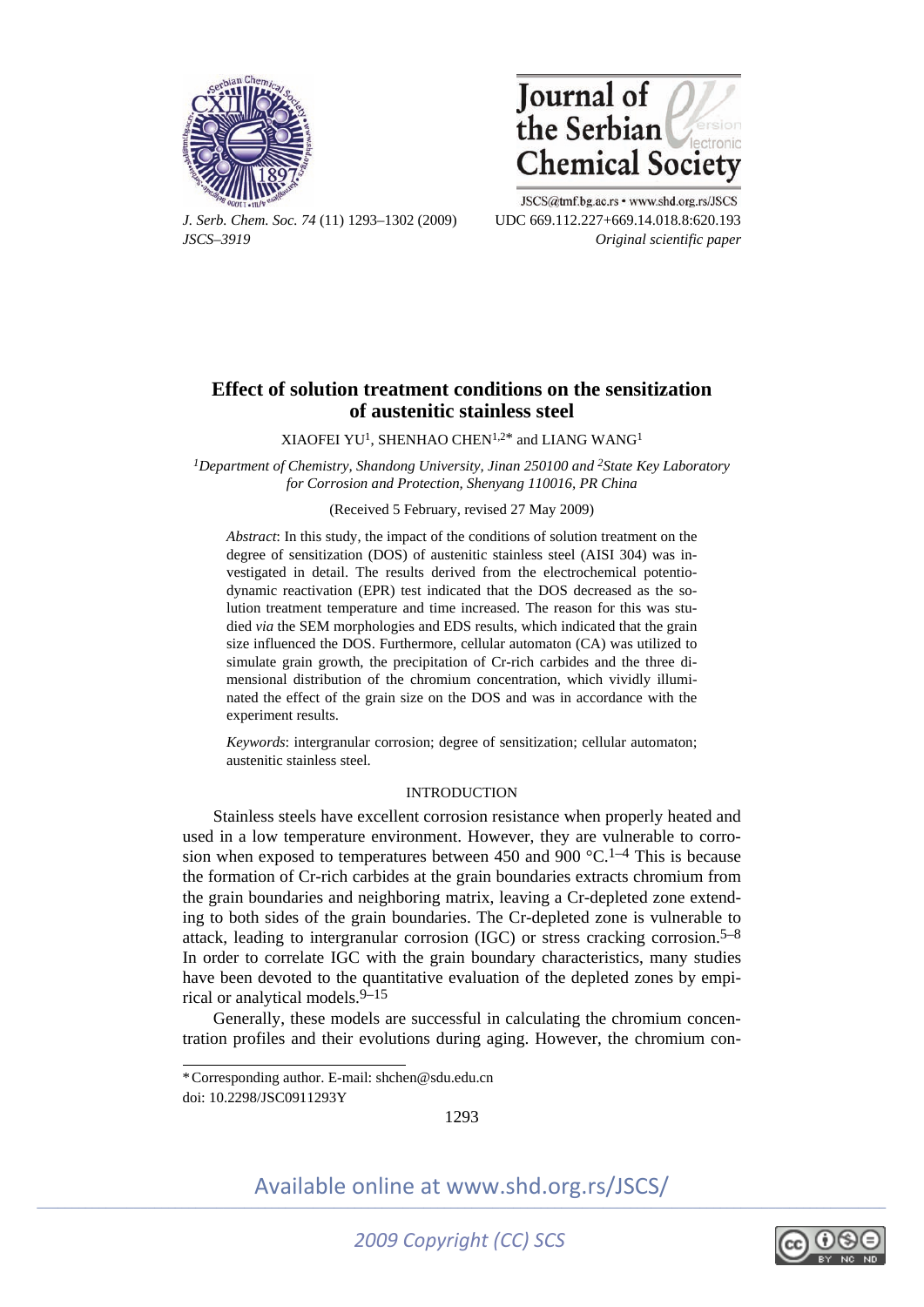JSCS–3919

UDC 669.112.227+669.14.018.8:620.193

*Original scientific paper*

# Effect of solution treatment conditions on the sensitization of austenitic stainless steel

XIAOFEI YU[1], SHENHAO CHEN[1,2]* and LIANG WANG[1]

[1]*Department of Chemistry, Shandong University, Jinan 250100 and* [2]*State Key Laboratory for Corrosion and Protection, Shenyang 110016, PR China*

(Received 5 February, revised 27 May 2009)

*Abstract*: In this study, the impact of the conditions of solution treatment on the degree of sensitization (DOS) of austenitic stainless steel (AISI 304) was investigated in detail. The results derived from the electrochemical potentiodynamic reactivation (EPR) test indicated that the DOS decreased as the solution treatment temperature and time increased. The reason for this was studied *via* the SEM morphologies and EDS results, which indicated that the grain size influenced the DOS. Furthermore, cellular automaton (CA) was utilized to simulate grain growth, the precipitation of Cr-rich carbides and the three dimensional distribution of the chromium concentration, which vividly illuminated the effect of the grain size on the DOS and was in accordance with the experiment results.

*Keywords*: intergranular corrosion; degree of sensitization; cellular automaton; austenitic stainless steel.

## INTRODUCTION

Stainless steels have excellent corrosion resistance when properly heated and used in a low temperature environment. However, they are vulnerable to corrosion when exposed to temperatures between 450 and 900 °C.[1–4] This is because the formation of Cr-rich carbides at the grain boundaries extracts chromium from the grain boundaries and neighboring matrix, leaving a Cr-depleted zone extending to both sides of the grain boundaries. The Cr-depleted zone is vulnerable to attack, leading to intergranular corrosion (IGC) or stress cracking corrosion.[5–8] In order to correlate IGC with the grain boundary characteristics, many studies have been devoted to the quantitative evaluation of the depleted zones by empirical or analytical models.[9–15]

Generally, these models are successful in calculating the chromium concentration profiles and their evolutions during aging. However, the chromium con-

\* Corresponding author. E-mail: shchen@sdu.edu.cn

doi: 10.2298/JSC0911293Y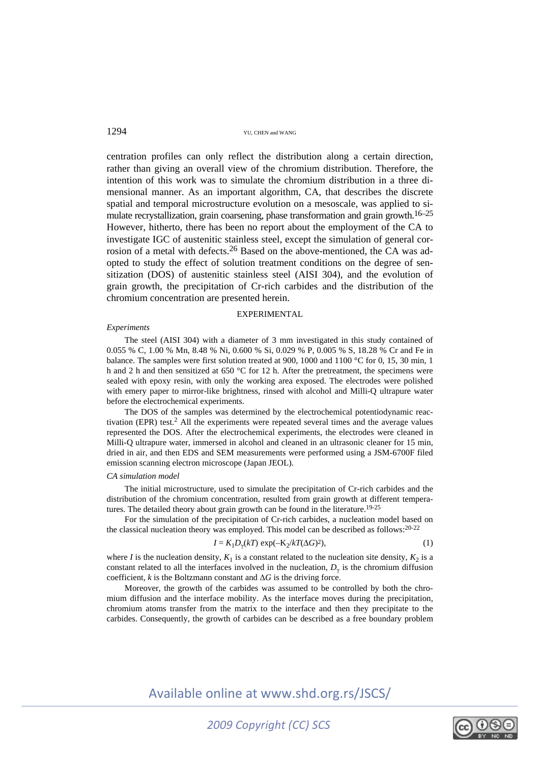centration profiles can only reflect the distribution along a certain direction, rather than giving an overall view of the chromium distribution. Therefore, the intention of this work was to simulate the chromium distribution in a three dimensional manner. As an important algorithm, CA, that describes the discrete spatial and temporal microstructure evolution on a mesoscale, was applied to simulate recrystallization, grain coarsening, phase transformation and grain growth.[16–25] However, hitherto, there has been no report about the employment of the CA to investigate IGC of austenitic stainless steel, except the simulation of general corrosion of a metal with defects.[26] Based on the above-mentioned, the CA was adopted to study the effect of solution treatment conditions on the degree of sensitization (DOS) of austenitic stainless steel (AISI 304), and the evolution of grain growth, the precipitation of Cr-rich carbides and the distribution of the chromium concentration are presented herein.

## EXPERIMENTAL

### *Experiments*

The steel (AISI 304) with a diameter of 3 mm investigated in this study contained of 0.055 % C, 1.00 % Mn, 8.48 % Ni, 0.600 % Si, 0.029 % P, 0.005 % S, 18.28 % Cr and Fe in balance. The samples were first solution treated at 900, 1000 and 1100 °C for 0, 15, 30 min, 1 h and 2 h and then sensitized at 650 °C for 12 h. After the pretreatment, the specimens were sealed with epoxy resin, with only the working area exposed. The electrodes were polished with emery paper to mirror-like brightness, rinsed with alcohol and Milli-Q ultrapure water before the electrochemical experiments.

The DOS of the samples was determined by the electrochemical potentiodynamic reactivation (EPR) test.[2] All the experiments were repeated several times and the average values represented the DOS. After the electrochemical experiments, the electrodes were cleaned in Milli-Q ultrapure water, immersed in alcohol and cleaned in an ultrasonic cleaner for 15 min, dried in air, and then EDS and SEM measurements were performed using a JSM-6700F filed emission scanning electron microscope (Japan JEOL).

### *CA simulation model*

The initial microstructure, used to simulate the precipitation of Cr-rich carbides and the distribution of the chromium concentration, resulted from grain growth at different temperatures. The detailed theory about grain growth can be found in the literature.[19-25]

For the simulation of the precipitation of Cr-rich carbides, a nucleation model based on the classical nucleation theory was employed. This model can be described as follows:[20-22]

$$I = K_1 D_\gamma (kT) \exp(-K_2/kT(\Delta G)^2), \tag{1}$$

where $I$ is the nucleation density, $K_1$ is a constant related to the nucleation site density, $K_2$ is a constant related to all the interfaces involved in the nucleation, $D_\gamma$ is the chromium diffusion coefficient, $k$ is the Boltzmann constant and $\Delta G$ is the driving force.

Moreover, the growth of the carbides was assumed to be controlled by both the chromium diffusion and the interface mobility. As the interface moves during the precipitation, chromium atoms transfer from the matrix to the interface and then they precipitate to the carbides. Consequently, the growth of carbides can be described as a free boundary problem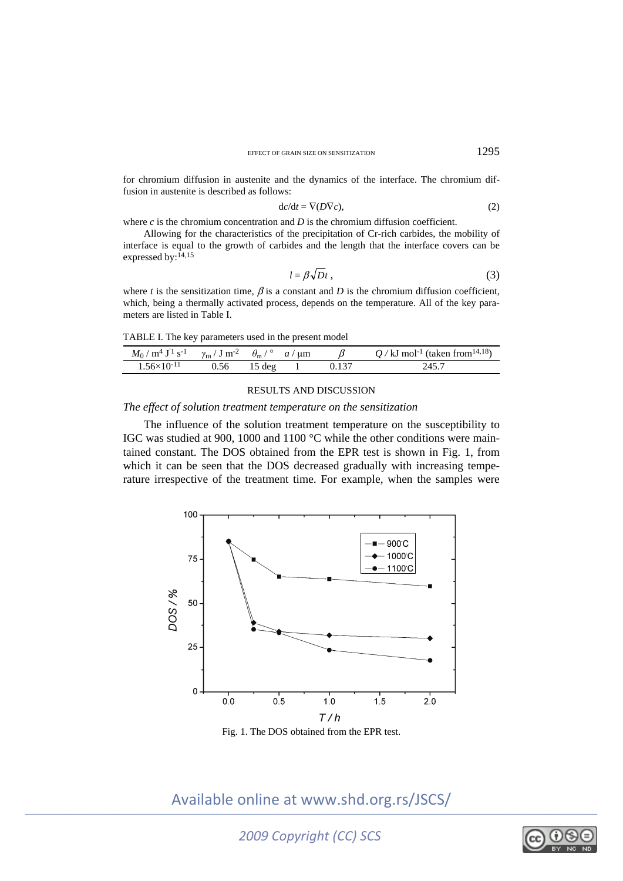for chromium diffusion in austenite and the dynamics of the interface. The chromium diffusion in austenite is described as follows:

$$\mathrm{d}c/\mathrm{d}t = \nabla(D\nabla c), \tag{2}$$

where $c$ is the chromium concentration and $D$ is the chromium diffusion coefficient.

Allowing for the characteristics of the precipitation of Cr-rich carbides, the mobility of interface is equal to the growth of carbides and the length that the interface covers can be expressed by:[14,15]

$$l = \beta\sqrt{Dt}\,, \tag{3}$$

where $t$ is the sensitization time, $\beta$ is a constant and $D$ is the chromium diffusion coefficient, which, being a thermally activated process, depends on the temperature. All of the key parameters are listed in Table I.

TABLE I. The key parameters used in the present model

| $M_0$ / m$^4$ J$^{-1}$ s$^{-1}$ | $\gamma_m$ / J m$^{-2}$ | $\theta_m$ / ° | $a$ / μm | $\beta$ | $Q$ / kJ mol$^{-1}$ (taken from[14,18]) |
|---|---|---|---|---|---|
| $1.56\times10^{-11}$ | 0.56 | 15 deg | 1 | 0.137 | 245.7 |

## RESULTS AND DISCUSSION

### *The effect of solution treatment temperature on the sensitization*

The influence of the solution treatment temperature on the susceptibility to IGC was studied at 900, 1000 and 1100 °C while the other conditions were maintained constant. The DOS obtained from the EPR test is shown in Fig. 1, from which it can be seen that the DOS decreased gradually with increasing temperature irrespective of the treatment time. For example, when the samples were

Fig. 1. The DOS obtained from the EPR test.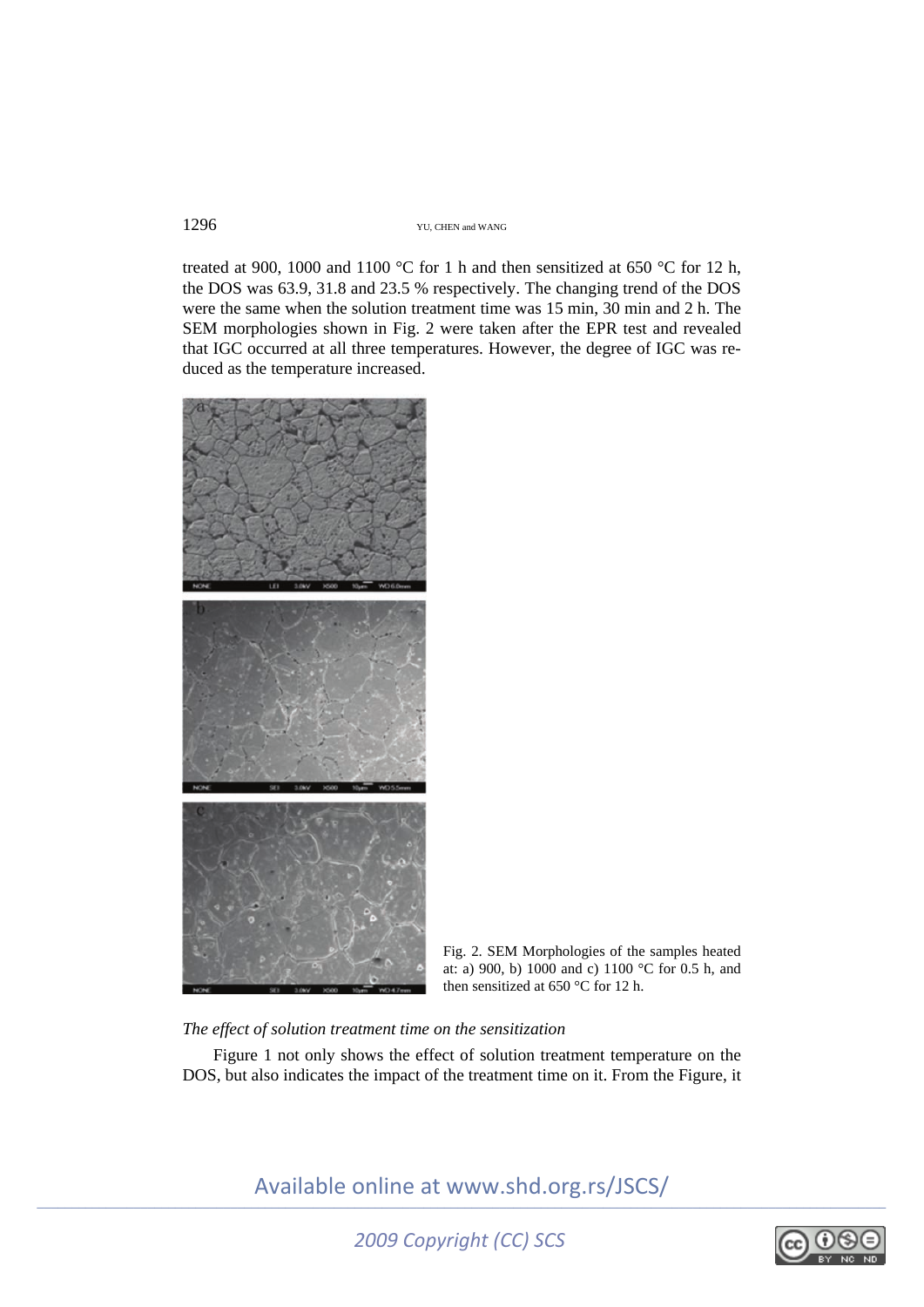treated at 900, 1000 and 1100 °C for 1 h and then sensitized at 650 °C for 12 h, the DOS was 63.9, 31.8 and 23.5 % respectively. The changing trend of the DOS were the same when the solution treatment time was 15 min, 30 min and 2 h. The SEM morphologies shown in Fig. 2 were taken after the EPR test and revealed that IGC occurred at all three temperatures. However, the degree of IGC was reduced as the temperature increased.

Fig. 2. SEM Morphologies of the samples heated at: a) 900, b) 1000 and c) 1100 °C for 0.5 h, and then sensitized at 650 °C for 12 h.

*The effect of solution treatment time on the sensitization*

Figure 1 not only shows the effect of solution treatment temperature on the DOS, but also indicates the impact of the treatment time on it. From the Figure, it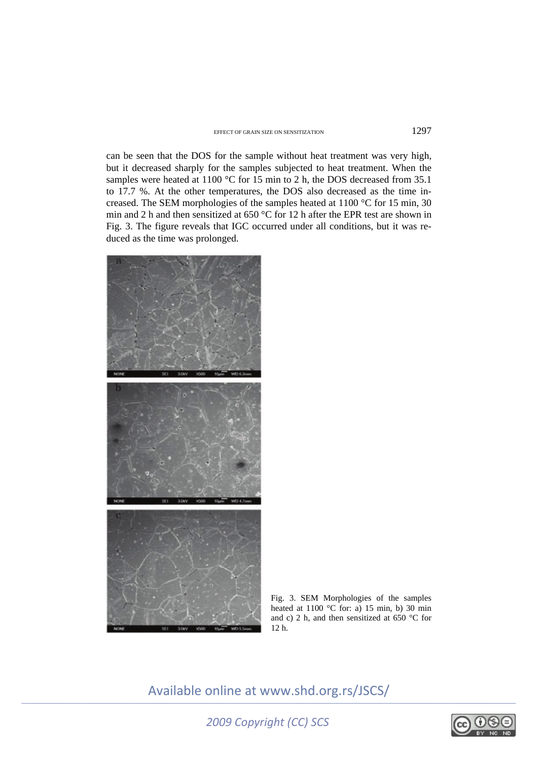can be seen that the DOS for the sample without heat treatment was very high, but it decreased sharply for the samples subjected to heat treatment. When the samples were heated at 1100 °C for 15 min to 2 h, the DOS decreased from 35.1 to 17.7 %. At the other temperatures, the DOS also decreased as the time increased. The SEM morphologies of the samples heated at 1100 °C for 15 min, 30 min and 2 h and then sensitized at 650 °C for 12 h after the EPR test are shown in Fig. 3. The figure reveals that IGC occurred under all conditions, but it was reduced as the time was prolonged.

Fig. 3. SEM Morphologies of the samples heated at 1100 °C for: a) 15 min, b) 30 min and c) 2 h, and then sensitized at 650 °C for 12 h.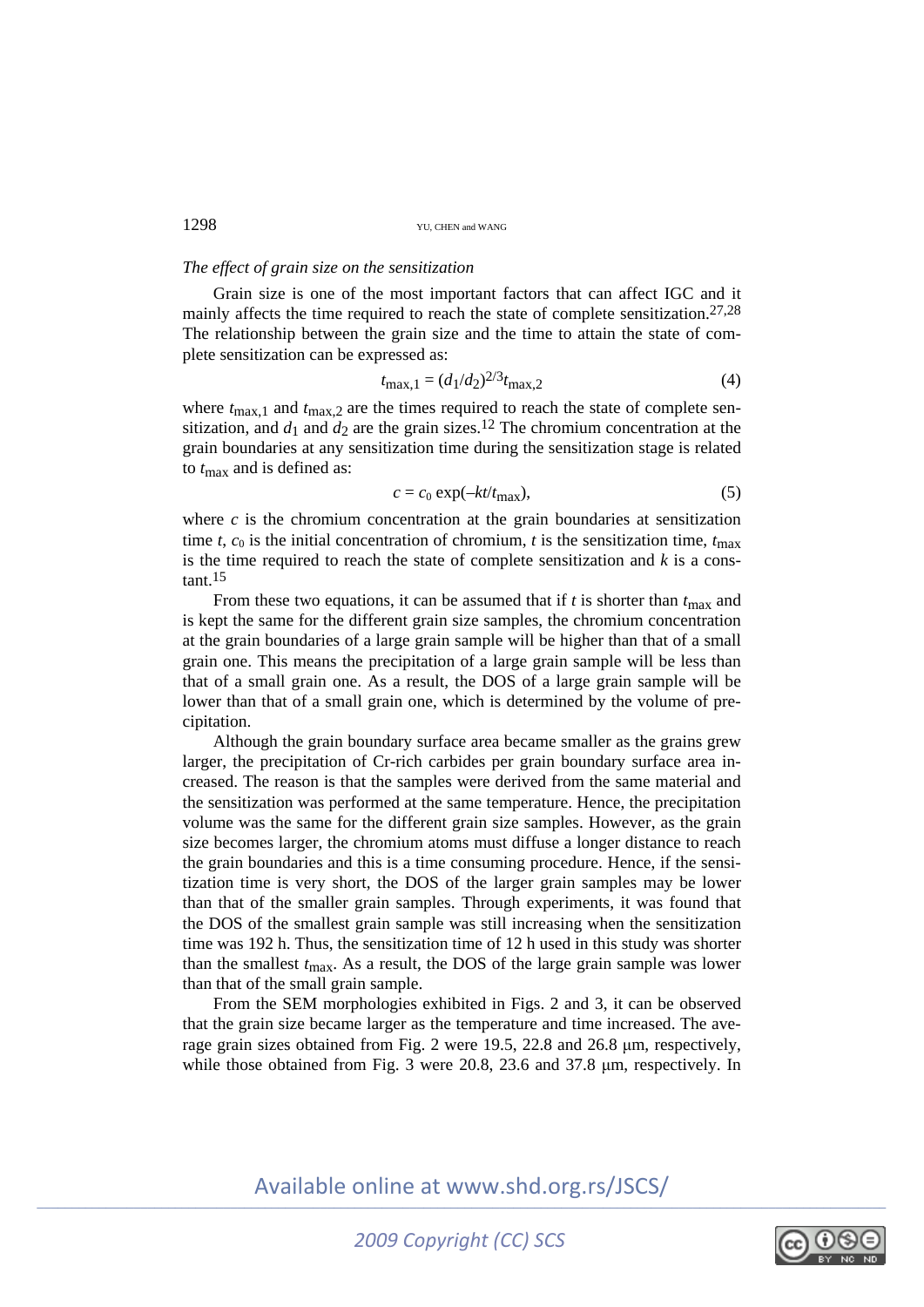### *The effect of grain size on the sensitization*

Grain size is one of the most important factors that can affect IGC and it mainly affects the time required to reach the state of complete sensitization.[27,28] The relationship between the grain size and the time to attain the state of complete sensitization can be expressed as:

$$t_{\max,1} = (d_1/d_2)^{2/3} t_{\max,2} \tag{4}$$

where $t_{\max,1}$ and $t_{\max,2}$ are the times required to reach the state of complete sensitization, and $d_1$ and $d_2$ are the grain sizes.[12] The chromium concentration at the grain boundaries at any sensitization time during the sensitization stage is related to $t_{\max}$ and is defined as:

$$c = c_0 \exp(-kt/t_{\max}), \tag{5}$$

where $c$ is the chromium concentration at the grain boundaries at sensitization time $t$, $c_0$ is the initial concentration of chromium, $t$ is the sensitization time, $t_{\max}$ is the time required to reach the state of complete sensitization and $k$ is a constant.[15]

From these two equations, it can be assumed that if $t$ is shorter than $t_{\max}$ and is kept the same for the different grain size samples, the chromium concentration at the grain boundaries of a large grain sample will be higher than that of a small grain one. This means the precipitation of a large grain sample will be less than that of a small grain one. As a result, the DOS of a large grain sample will be lower than that of a small grain one, which is determined by the volume of precipitation.

Although the grain boundary surface area became smaller as the grains grew larger, the precipitation of Cr-rich carbides per grain boundary surface area increased. The reason is that the samples were derived from the same material and the sensitization was performed at the same temperature. Hence, the precipitation volume was the same for the different grain size samples. However, as the grain size becomes larger, the chromium atoms must diffuse a longer distance to reach the grain boundaries and this is a time consuming procedure. Hence, if the sensitization time is very short, the DOS of the larger grain samples may be lower than that of the smaller grain samples. Through experiments, it was found that the DOS of the smallest grain sample was still increasing when the sensitization time was 192 h. Thus, the sensitization time of 12 h used in this study was shorter than the smallest $t_{\max}$. As a result, the DOS of the large grain sample was lower than that of the small grain sample.

From the SEM morphologies exhibited in Figs. 2 and 3, it can be observed that the grain size became larger as the temperature and time increased. The average grain sizes obtained from Fig. 2 were 19.5, 22.8 and 26.8 μm, respectively, while those obtained from Fig. 3 were 20.8, 23.6 and 37.8 μm, respectively. In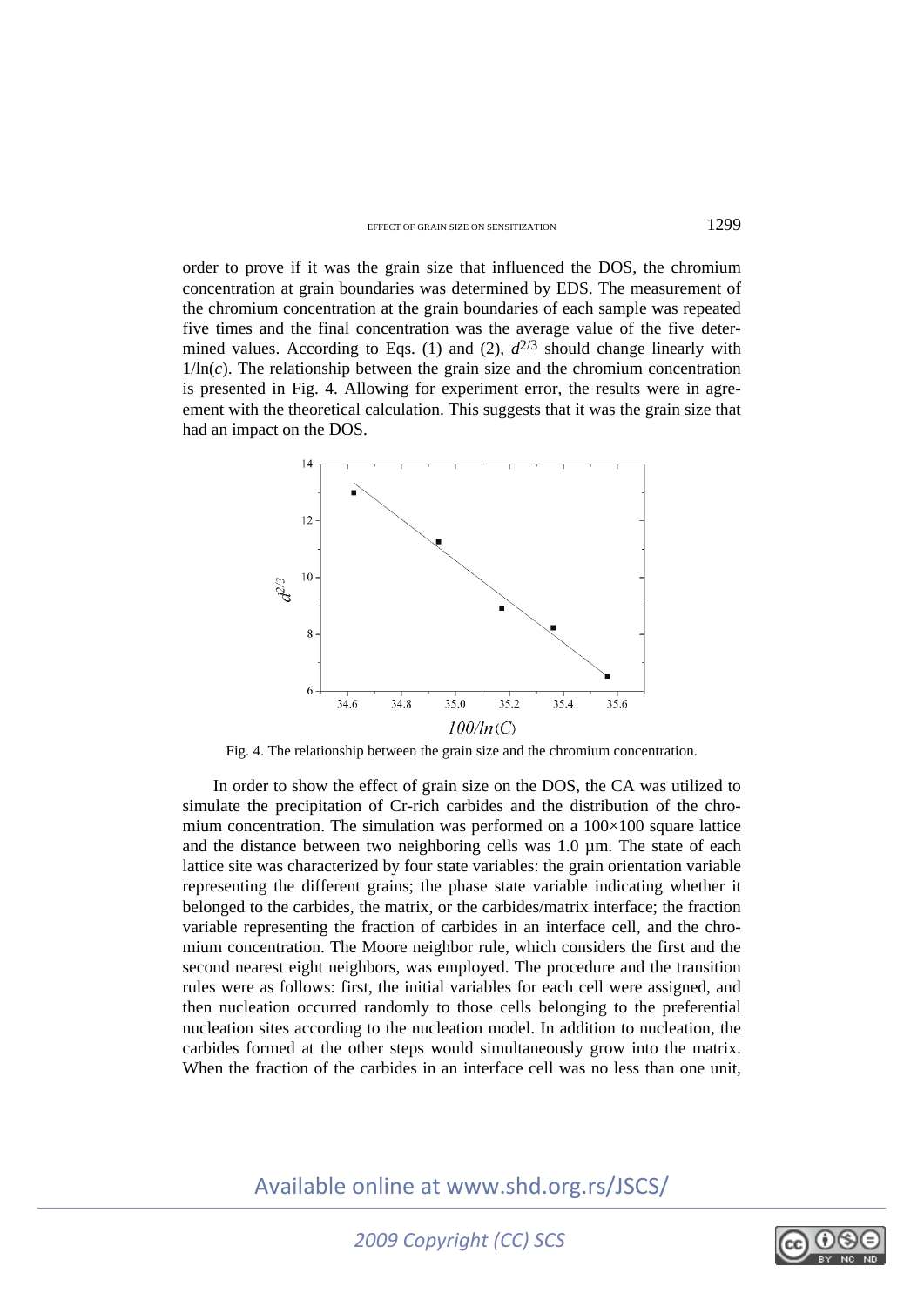order to prove if it was the grain size that influenced the DOS, the chromium concentration at grain boundaries was determined by EDS. The measurement of the chromium concentration at the grain boundaries of each sample was repeated five times and the final concentration was the average value of the five determined values. According to Eqs. (1) and (2), $d^{2/3}$ should change linearly with $1/\ln(c)$. The relationship between the grain size and the chromium concentration is presented in Fig. 4. Allowing for experiment error, the results were in agreement with the theoretical calculation. This suggests that it was the grain size that had an impact on the DOS.

Fig. 4. The relationship between the grain size and the chromium concentration.

In order to show the effect of grain size on the DOS, the CA was utilized to simulate the precipitation of Cr-rich carbides and the distribution of the chromium concentration. The simulation was performed on a 100×100 square lattice and the distance between two neighboring cells was 1.0 µm. The state of each lattice site was characterized by four state variables: the grain orientation variable representing the different grains; the phase state variable indicating whether it belonged to the carbides, the matrix, or the carbides/matrix interface; the fraction variable representing the fraction of carbides in an interface cell, and the chromium concentration. The Moore neighbor rule, which considers the first and the second nearest eight neighbors, was employed. The procedure and the transition rules were as follows: first, the initial variables for each cell were assigned, and then nucleation occurred randomly to those cells belonging to the preferential nucleation sites according to the nucleation model. In addition to nucleation, the carbides formed at the other steps would simultaneously grow into the matrix. When the fraction of the carbides in an interface cell was no less than one unit,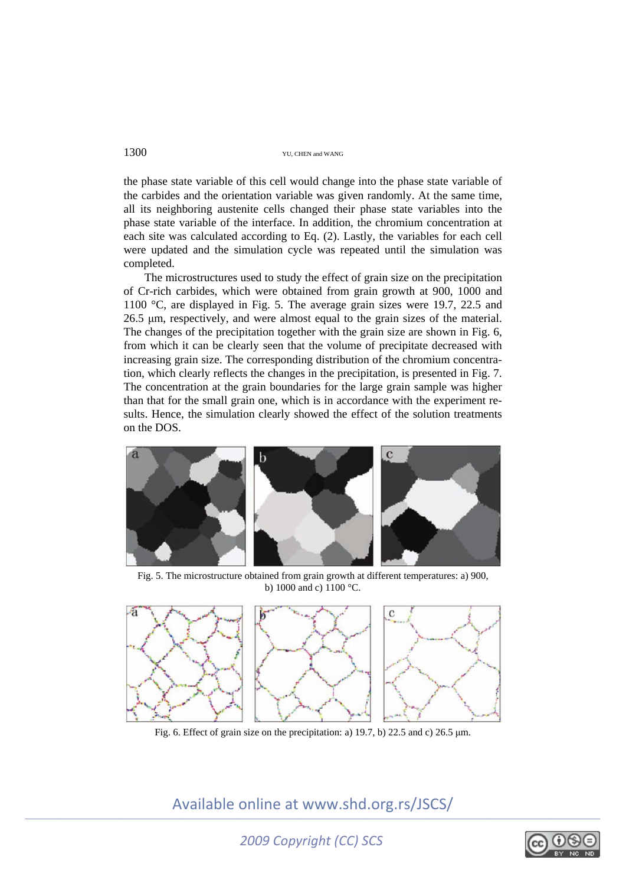the phase state variable of this cell would change into the phase state variable of the carbides and the orientation variable was given randomly. At the same time, all its neighboring austenite cells changed their phase state variables into the phase state variable of the interface. In addition, the chromium concentration at each site was calculated according to Eq. (2). Lastly, the variables for each cell were updated and the simulation cycle was repeated until the simulation was completed.

The microstructures used to study the effect of grain size on the precipitation of Cr-rich carbides, which were obtained from grain growth at 900, 1000 and 1100 °C, are displayed in Fig. 5. The average grain sizes were 19.7, 22.5 and 26.5 μm, respectively, and were almost equal to the grain sizes of the material. The changes of the precipitation together with the grain size are shown in Fig. 6, from which it can be clearly seen that the volume of precipitate decreased with increasing grain size. The corresponding distribution of the chromium concentration, which clearly reflects the changes in the precipitation, is presented in Fig. 7. The concentration at the grain boundaries for the large grain sample was higher than that for the small grain one, which is in accordance with the experiment results. Hence, the simulation clearly showed the effect of the solution treatments on the DOS.

Fig. 5. The microstructure obtained from grain growth at different temperatures: a) 900, b) 1000 and c) 1100 °C.

Fig. 6. Effect of grain size on the precipitation: a) 19.7, b) 22.5 and c) 26.5 μm.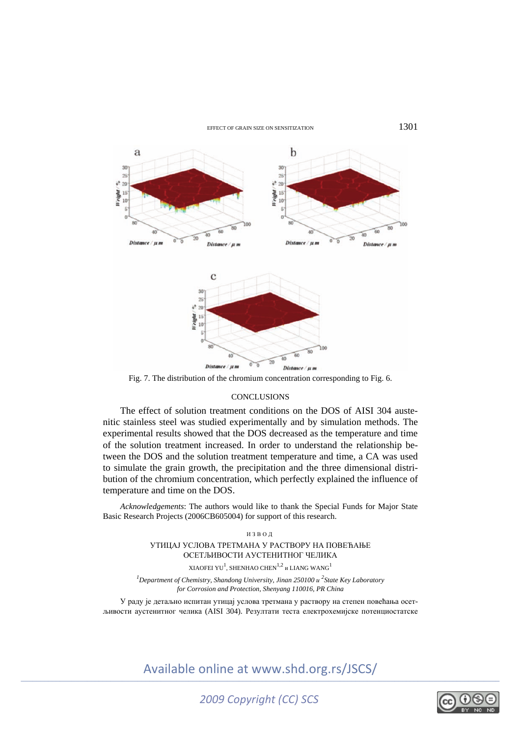Fig. 7. The distribution of the chromium concentration corresponding to Fig. 6.

## CONCLUSIONS

The effect of solution treatment conditions on the DOS of AISI 304 austenitic stainless steel was studied experimentally and by simulation methods. The experimental results showed that the DOS decreased as the temperature and time of the solution treatment increased. In order to understand the relationship between the DOS and the solution treatment temperature and time, a CA was used to simulate the grain growth, the precipitation and the three dimensional distribution of the chromium concentration, which perfectly explained the influence of temperature and time on the DOS.

*Acknowledgements*: The authors would like to thank the Special Funds for Major State Basic Research Projects (2006CB605004) for support of this research.

ИЗВОД

УТИЦАЈ УСЛОВА ТРЕТМАНА У РАСТВОРУ НА ПОВЕЋАЊЕ ОСЕТЉИВОСТИ АУСТЕНИТНОГ ЧЕЛИКА

XIAOFEI YU[1], SHENHAO CHEN[1,2] и LIANG WANG[1]

[1]*Department of Chemistry, Shandong University, Jinan 250100 и* [2]*State Key Laboratory for Corrosion and Protection, Shenyang 110016, PR China*

У раду је детаљно испитан утицај услова третмана у раствору на степен повећања осетљивости аустенитног челика (AISI 304). Резултати теста електрохемијске потенциостатске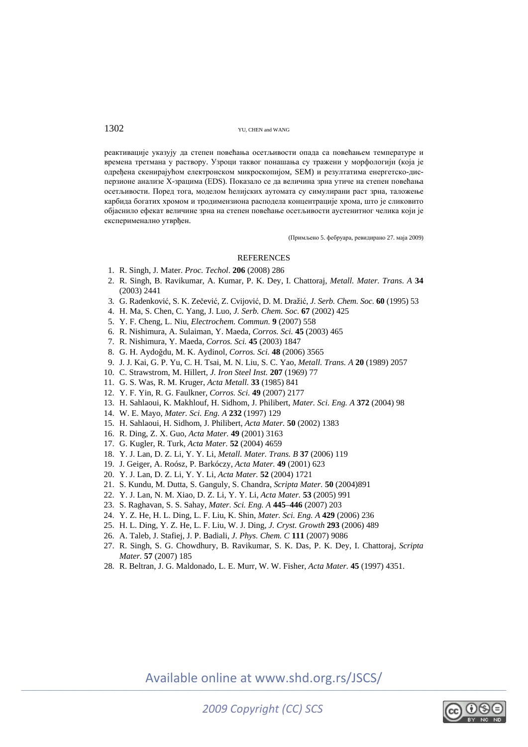реактивације указују да степен повећања осетљивости опада са повећањем температуре и времена третмана у раствору. Узроци таквог понашања су тражени у морфологији (која је одређена скенирајућом електронском микроскопијом, SEM) и резултатима енергетско-дисперзионе анализе X-зрацима (EDS). Показало се да величина зрна утиче на степен повећања осетљивости. Поред тога, моделом ћелијских аутомата су симулирани раст зрна, таложење карбида богатих хромом и тродимензиона расподела концентрације хрома, што је сликовито објаснило ефекат величине зрна на степен повећање осетљивости аустенитног челика који је експерименално утврђен.

(Примљено 5. фебруара, ревидирано 27. маја 2009)

## REFERENCES

1. R. Singh, J. Mater. *Proc. Techol*. **206** (2008) 286
2. R. Singh, B. Ravikumar, A. Kumar, P. K. Dey, I. Chattoraj, *Metall. Mater. Trans. A* **34** (2003) 2441
3. G. Radenković, S. K. Zečević, Z. Cvijović, D. M. Dražić, *J. Serb. Chem. Soc.* **60** (1995) 53
4. H. Ma, S. Chen, C. Yang, J. Luo, *J. Serb. Chem. Soc.* **67** (2002) 425
5. Y. F. Cheng, L. Niu, *Electrochem. Commun.* **9** (2007) 558
6. R. Nishimura, A. Sulaiman, Y. Maeda, *Corros. Sci.* **45** (2003) 465
7. R. Nishimura, Y. Maeda, *Corros. Sci.* **45** (2003) 1847
8. G. H. Aydoğdu, M. K. Aydinol, *Corros. Sci.* **48** (2006) 3565
9. J. J. Kai, G. P. Yu, C. H. Tsai, M. N. Liu, S. C. Yao, *Metall. Trans. A* **20** (1989) 2057
10. C. Strawstrom, M. Hillert, *J. Iron Steel Inst.* **207** (1969) 77
11. G. S. Was, R. M. Kruger, *Acta Metall.* **33** (1985) 841
12. Y. F. Yin, R. G. Faulkner, *Corros. Sci.* **49** (2007) 2177
13. H. Sahlaoui, K. Makhlouf, H. Sidhom, J. Philibert, *Mater. Sci. Eng. A* **372** (2004) 98
14. W. E. Mayo, *Mater. Sci. Eng. A* **232** (1997) 129
15. H. Sahlaoui, H. Sidhom, J. Philibert, *Acta Mater.* **50** (2002) 1383
16. R. Ding, Z. X. Guo, *Acta Mater.* **49** (2001) 3163
17. G. Kugler, R. Turk, *Acta Mater.* **52** (2004) 4659
18. Y. J. Lan, D. Z. Li, Y. Y. Li, *Metall. Mater. Trans. B* **37** (2006) 119
19. J. Geiger, A. Roósz, P. Barkóczy, *Acta Mater.* **49** (2001) 623
20. Y. J. Lan, D. Z. Li, Y. Y. Li, *Acta Mater.* **52** (2004) 1721
21. S. Kundu, M. Dutta, S. Ganguly, S. Chandra, *Scripta Mater.* **50** (2004)891
22. Y. J. Lan, N. M. Xiao, D. Z. Li, Y. Y. Li, *Acta Mater.* **53** (2005) 991
23. S. Raghavan, S. S. Sahay, *Mater. Sci. Eng. A* **445**–**446** (2007) 203
24. Y. Z. He, H. L. Ding, L. F. Liu, K. Shin, *Mater. Sci. Eng. A* **429** (2006) 236
25. H. L. Ding, Y. Z. He, L. F. Liu, W. J. Ding, *J. Cryst. Growth* **293** (2006) 489
26. A. Taleb, J. Stafiej, J. P. Badiali, *J. Phys. Chem. C* **111** (2007) 9086
27. R. Singh, S. G. Chowdhury, B. Ravikumar, S. K. Das, P. K. Dey, I. Chattoraj, *Scripta Mater.* **57** (2007) 185
28. R. Beltran, J. G. Maldonado, L. E. Murr, W. W. Fisher, *Acta Mater.* **45** (1997) 4351.